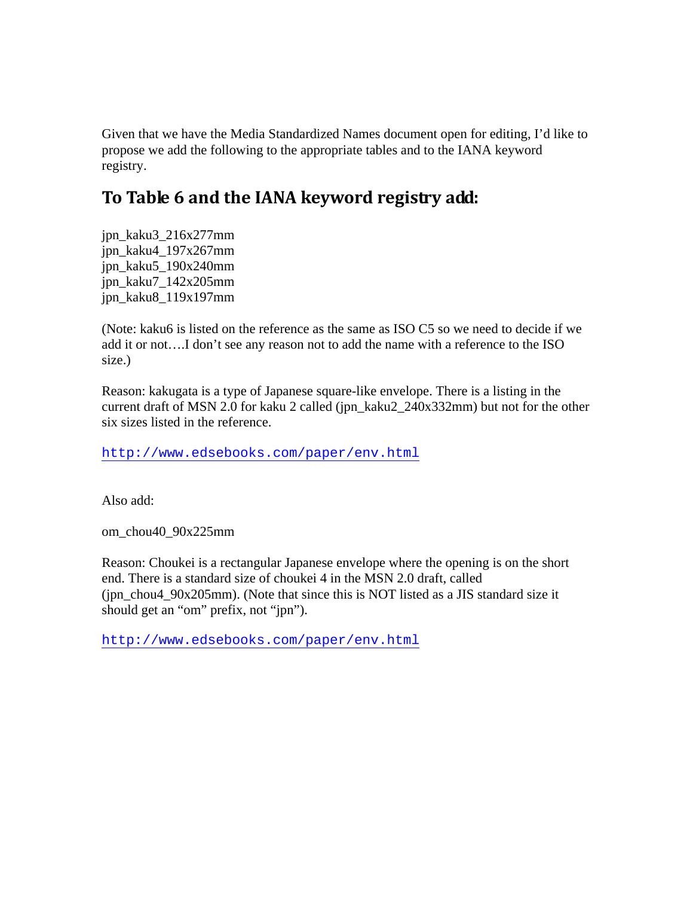Given that we have the Media Standardized Names document open for editing, I'd like to propose we add the following to the appropriate tables and to the IANA keyword registry.

## To Table 6 and the IANA keyword registry add:

jpn_kaku3_216x277mm
jpn_kaku4_197x267mm
jpn_kaku5_190x240mm
jpn_kaku7_142x205mm
jpn_kaku8_119x197mm

(Note: kaku6 is listed on the reference as the same as ISO C5 so we need to decide if we add it or not….I don't see any reason not to add the name with a reference to the ISO size.)

Reason: kakugata is a type of Japanese square-like envelope. There is a listing in the current draft of MSN 2.0 for kaku 2 called (jpn_kaku2_240x332mm) but not for the other six sizes listed in the reference.

http://www.edsebooks.com/paper/env.html

Also add:

om_chou40_90x225mm

Reason: Choukei is a rectangular Japanese envelope where the opening is on the short end. There is a standard size of choukei 4 in the MSN 2.0 draft, called (jpn_chou4_90x205mm). (Note that since this is NOT listed as a JIS standard size it should get an "om" prefix, not "jpn").

http://www.edsebooks.com/paper/env.html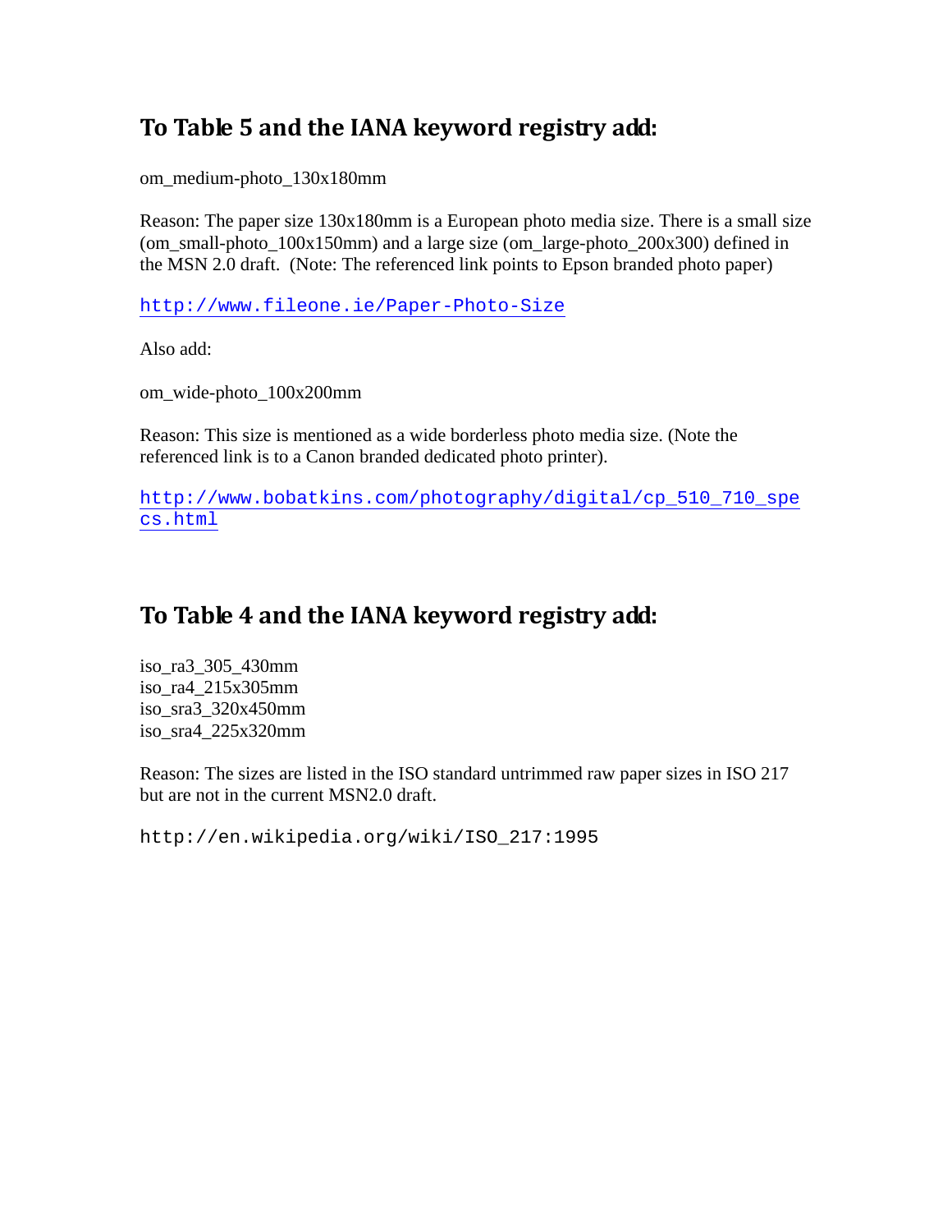## To Table 5 and the IANA keyword registry add:

om_medium-photo_130x180mm

Reason: The paper size 130x180mm is a European photo media size. There is a small size (om_small-photo_100x150mm) and a large size (om_large-photo_200x300) defined in the MSN 2.0 draft. (Note: The referenced link points to Epson branded photo paper)

http://www.fileone.ie/Paper-Photo-Size

Also add:

om_wide-photo_100x200mm

Reason: This size is mentioned as a wide borderless photo media size. (Note the referenced link is to a Canon branded dedicated photo printer).

http://www.bobatkins.com/photography/digital/cp_510_710_specs.html

## To Table 4 and the IANA keyword registry add:

iso_ra3_305_430mm
iso_ra4_215x305mm
iso_sra3_320x450mm
iso_sra4_225x320mm

Reason: The sizes are listed in the ISO standard untrimmed raw paper sizes in ISO 217 but are not in the current MSN2.0 draft.

http://en.wikipedia.org/wiki/ISO_217:1995